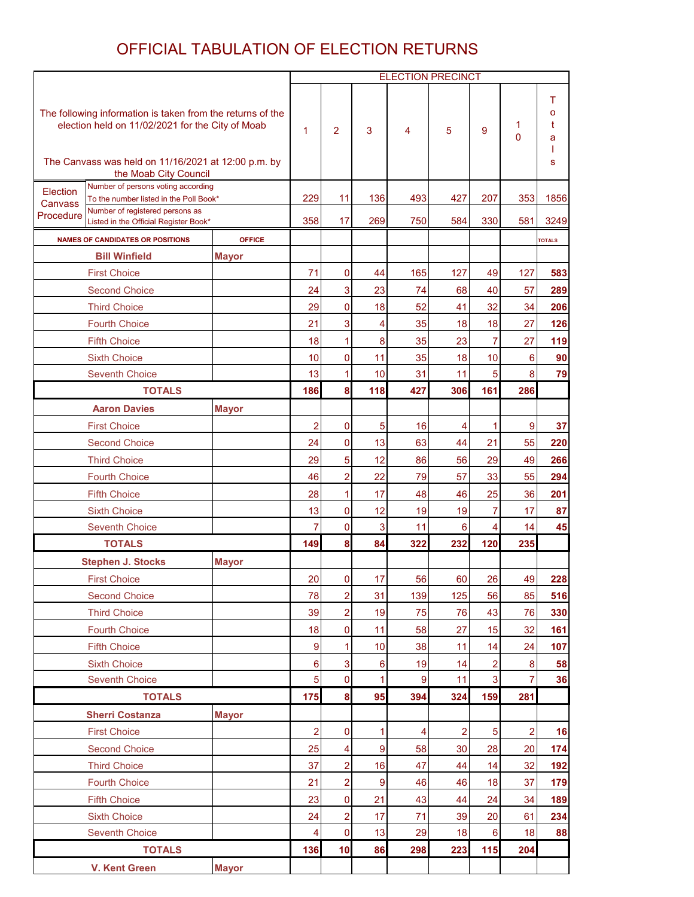# OFFICIAL TABULATION OF ELECTION RETURNS

| The following information is taken from the returns of the election held on 11/02/2021 for the City of Moab<br><br>The Canvass was held on 11/16/2021 at 12:00 p.m. by the Moab City Council | | ELECTION PRECINCT 1 | 2 | 3 | 4 | 5 | 9 | 10 | Totals |
|---|---|---|---|---|---|---|---|---|---|
| Election Canvass Procedure | Number of persons voting according To the number listed in the Poll Book* | 229 | 11 | 136 | 493 | 427 | 207 | 353 | 1856 |
| | Number of registered persons as Listed in the Official Register Book* | 358 | 17 | 269 | 750 | 584 | 330 | 581 | 3249 |
| **NAMES OF CANDIDATES OR POSITIONS** | **OFFICE** | | | | | | | | **TOTALS** |
| **Bill Winfield** | **Mayor** | | | | | | | | |
| First Choice | | 71 | 0 | 44 | 165 | 127 | 49 | 127 | **583** |
| Second Choice | | 24 | 3 | 23 | 74 | 68 | 40 | 57 | **289** |
| Third Choice | | 29 | 0 | 18 | 52 | 41 | 32 | 34 | **206** |
| Fourth Choice | | 21 | 3 | 4 | 35 | 18 | 18 | 27 | **126** |
| Fifth Choice | | 18 | 1 | 8 | 35 | 23 | 7 | 27 | **119** |
| Sixth Choice | | 10 | 0 | 11 | 35 | 18 | 10 | 6 | **90** |
| Seventh Choice | | 13 | 1 | 10 | 31 | 11 | 5 | 8 | **79** |
| **TOTALS** | | **186** | **8** | **118** | **427** | **306** | **161** | **286** | |
| **Aaron Davies** | **Mayor** | | | | | | | | |
| First Choice | | 2 | 0 | 5 | 16 | 4 | 1 | 9 | **37** |
| Second Choice | | 24 | 0 | 13 | 63 | 44 | 21 | 55 | **220** |
| Third Choice | | 29 | 5 | 12 | 86 | 56 | 29 | 49 | **266** |
| Fourth Choice | | 46 | 2 | 22 | 79 | 57 | 33 | 55 | **294** |
| Fifth Choice | | 28 | 1 | 17 | 48 | 46 | 25 | 36 | **201** |
| Sixth Choice | | 13 | 0 | 12 | 19 | 19 | 7 | 17 | **87** |
| Seventh Choice | | 7 | 0 | 3 | 11 | 6 | 4 | 14 | **45** |
| **TOTALS** | | **149** | **8** | **84** | **322** | **232** | **120** | **235** | |
| **Stephen J. Stocks** | **Mayor** | | | | | | | | |
| First Choice | | 20 | 0 | 17 | 56 | 60 | 26 | 49 | **228** |
| Second Choice | | 78 | 2 | 31 | 139 | 125 | 56 | 85 | **516** |
| Third Choice | | 39 | 2 | 19 | 75 | 76 | 43 | 76 | **330** |
| Fourth Choice | | 18 | 0 | 11 | 58 | 27 | 15 | 32 | **161** |
| Fifth Choice | | 9 | 1 | 10 | 38 | 11 | 14 | 24 | **107** |
| Sixth Choice | | 6 | 3 | 6 | 19 | 14 | 2 | 8 | **58** |
| Seventh Choice | | 5 | 0 | 1 | 9 | 11 | 3 | 7 | **36** |
| **TOTALS** | | **175** | **8** | **95** | **394** | **324** | **159** | **281** | |
| **Sherri Costanza** | **Mayor** | | | | | | | | |
| First Choice | | 2 | 0 | 1 | 4 | 2 | 5 | 2 | **16** |
| Second Choice | | 25 | 4 | 9 | 58 | 30 | 28 | 20 | **174** |
| Third Choice | | 37 | 2 | 16 | 47 | 44 | 14 | 32 | **192** |
| Fourth Choice | | 21 | 2 | 9 | 46 | 46 | 18 | 37 | **179** |
| Fifth Choice | | 23 | 0 | 21 | 43 | 44 | 24 | 34 | **189** |
| Sixth Choice | | 24 | 2 | 17 | 71 | 39 | 20 | 61 | **234** |
| Seventh Choice | | 4 | 0 | 13 | 29 | 18 | 6 | 18 | **88** |
| **TOTALS** | | **136** | **10** | **86** | **298** | **223** | **115** | **204** | |
| **V. Kent Green** | **Mayor** | | | | | | | | |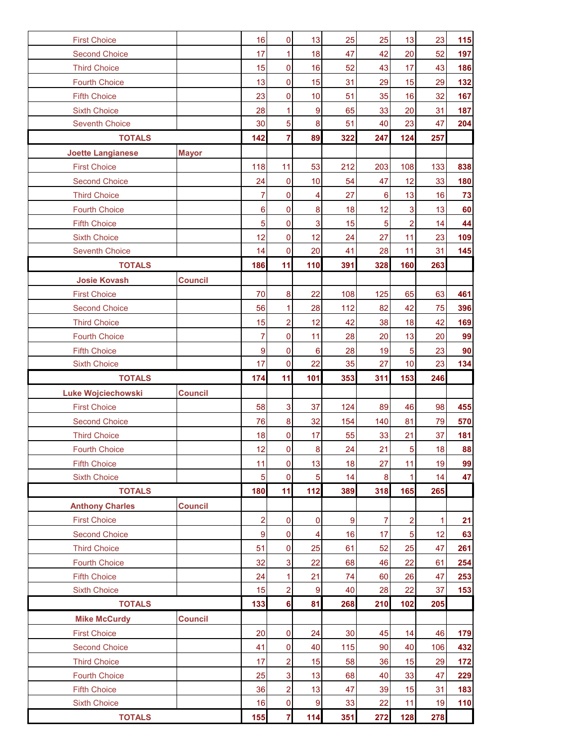| | | | | | | | | | |
|---|---|---|---|---|---|---|---|---|---|
| First Choice | | 16 | 0 | 13 | 25 | 25 | 13 | 23 | **115** |
| Second Choice | | 17 | 1 | 18 | 47 | 42 | 20 | 52 | **197** |
| Third Choice | | 15 | 0 | 16 | 52 | 43 | 17 | 43 | **186** |
| Fourth Choice | | 13 | 0 | 15 | 31 | 29 | 15 | 29 | **132** |
| Fifth Choice | | 23 | 0 | 10 | 51 | 35 | 16 | 32 | **167** |
| Sixth Choice | | 28 | 1 | 9 | 65 | 33 | 20 | 31 | **187** |
| Seventh Choice | | 30 | 5 | 8 | 51 | 40 | 23 | 47 | **204** |
| **TOTALS** | | **142** | **7** | **89** | **322** | **247** | **124** | **257** | |
| **Joette Langianese** | **Mayor** | | | | | | | | |
| First Choice | | 118 | 11 | 53 | 212 | 203 | 108 | 133 | **838** |
| Second Choice | | 24 | 0 | 10 | 54 | 47 | 12 | 33 | **180** |
| Third Choice | | 7 | 0 | 4 | 27 | 6 | 13 | 16 | **73** |
| Fourth Choice | | 6 | 0 | 8 | 18 | 12 | 3 | 13 | **60** |
| Fifth Choice | | 5 | 0 | 3 | 15 | 5 | 2 | 14 | **44** |
| Sixth Choice | | 12 | 0 | 12 | 24 | 27 | 11 | 23 | **109** |
| Seventh Choice | | 14 | 0 | 20 | 41 | 28 | 11 | 31 | **145** |
| **TOTALS** | | **186** | **11** | **110** | **391** | **328** | **160** | **263** | |
| **Josie Kovash** | **Council** | | | | | | | | |
| First Choice | | 70 | 8 | 22 | 108 | 125 | 65 | 63 | **461** |
| Second Choice | | 56 | 1 | 28 | 112 | 82 | 42 | 75 | **396** |
| Third Choice | | 15 | 2 | 12 | 42 | 38 | 18 | 42 | **169** |
| Fourth Choice | | 7 | 0 | 11 | 28 | 20 | 13 | 20 | **99** |
| Fifth Choice | | 9 | 0 | 6 | 28 | 19 | 5 | 23 | **90** |
| Sixth Choice | | 17 | 0 | 22 | 35 | 27 | 10 | 23 | **134** |
| **TOTALS** | | **174** | **11** | **101** | **353** | **311** | **153** | **246** | |
| **Luke Wojciechowski** | **Council** | | | | | | | | |
| First Choice | | 58 | 3 | 37 | 124 | 89 | 46 | 98 | **455** |
| Second Choice | | 76 | 8 | 32 | 154 | 140 | 81 | 79 | **570** |
| Third Choice | | 18 | 0 | 17 | 55 | 33 | 21 | 37 | **181** |
| Fourth Choice | | 12 | 0 | 8 | 24 | 21 | 5 | 18 | **88** |
| Fifth Choice | | 11 | 0 | 13 | 18 | 27 | 11 | 19 | **99** |
| Sixth Choice | | 5 | 0 | 5 | 14 | 8 | 1 | 14 | **47** |
| **TOTALS** | | **180** | **11** | **112** | **389** | **318** | **165** | **265** | |
| **Anthony Charles** | **Council** | | | | | | | | |
| First Choice | | 2 | 0 | 0 | 9 | 7 | 2 | 1 | **21** |
| Second Choice | | 9 | 0 | 4 | 16 | 17 | 5 | 12 | **63** |
| Third Choice | | 51 | 0 | 25 | 61 | 52 | 25 | 47 | **261** |
| Fourth Choice | | 32 | 3 | 22 | 68 | 46 | 22 | 61 | **254** |
| Fifth Choice | | 24 | 1 | 21 | 74 | 60 | 26 | 47 | **253** |
| Sixth Choice | | 15 | 2 | 9 | 40 | 28 | 22 | 37 | **153** |
| **TOTALS** | | **133** | **6** | **81** | **268** | **210** | **102** | **205** | |
| **Mike McCurdy** | **Council** | | | | | | | | |
| First Choice | | 20 | 0 | 24 | 30 | 45 | 14 | 46 | **179** |
| Second Choice | | 41 | 0 | 40 | 115 | 90 | 40 | 106 | **432** |
| Third Choice | | 17 | 2 | 15 | 58 | 36 | 15 | 29 | **172** |
| Fourth Choice | | 25 | 3 | 13 | 68 | 40 | 33 | 47 | **229** |
| Fifth Choice | | 36 | 2 | 13 | 47 | 39 | 15 | 31 | **183** |
| Sixth Choice | | 16 | 0 | 9 | 33 | 22 | 11 | 19 | **110** |
| **TOTALS** | | **155** | **7** | **114** | **351** | **272** | **128** | **278** | |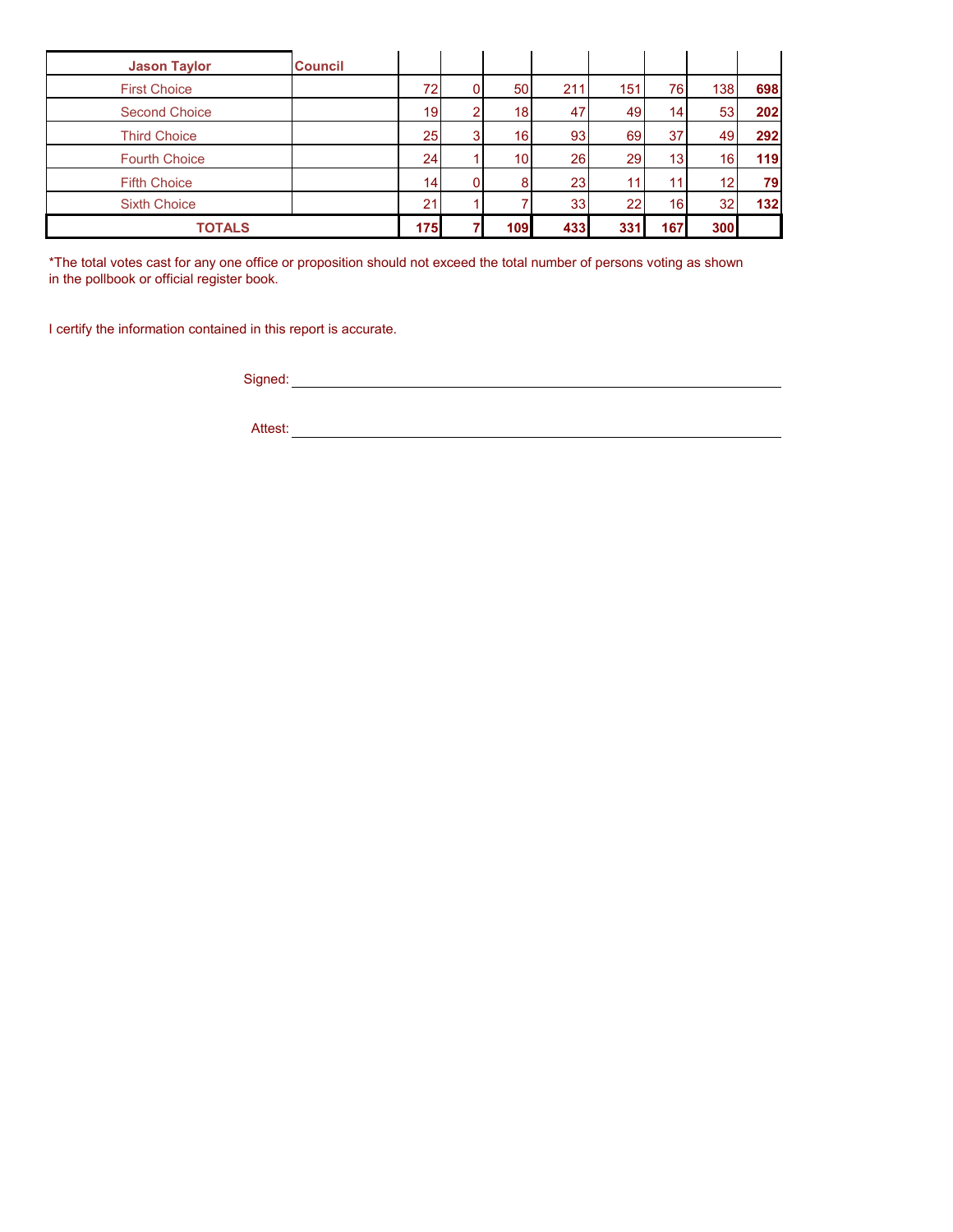| Jason Taylor | Council | | | | | | | | |
|---|---|---|---|---|---|---|---|---|---|
| First Choice | | 72 | 0 | 50 | 211 | 151 | 76 | 138 | **698** |
| Second Choice | | 19 | 2 | 18 | 47 | 49 | 14 | 53 | **202** |
| Third Choice | | 25 | 3 | 16 | 93 | 69 | 37 | 49 | **292** |
| Fourth Choice | | 24 | 1 | 10 | 26 | 29 | 13 | 16 | **119** |
| Fifth Choice | | 14 | 0 | 8 | 23 | 11 | 11 | 12 | **79** |
| Sixth Choice | | 21 | 1 | 7 | 33 | 22 | 16 | 32 | **132** |
| **TOTALS** | | **175** | **7** | **109** | **433** | **331** | **167** | **300** | |

*The total votes cast for any one office or proposition should not exceed the total number of persons voting as shown in the pollbook or official register book.

I certify the information contained in this report is accurate.

Signed: ______________________________

Attest: ______________________________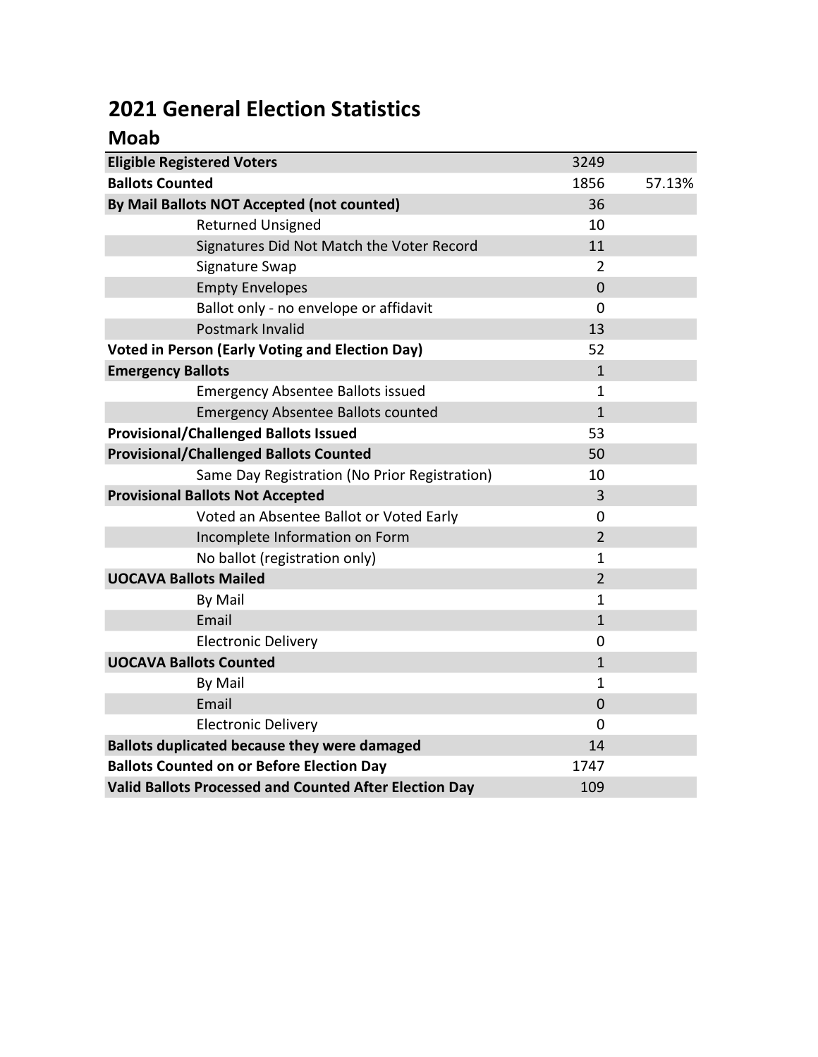# 2021 General Election Statistics

## Moab

| | | |
|---|---|---|
| **Eligible Registered Voters** | 3249 | |
| **Ballots Counted** | 1856 | 57.13% |
| **By Mail Ballots NOT Accepted (not counted)** | 36 | |
| Returned Unsigned | 10 | |
| Signatures Did Not Match the Voter Record | 11 | |
| Signature Swap | 2 | |
| Empty Envelopes | 0 | |
| Ballot only - no envelope or affidavit | 0 | |
| Postmark Invalid | 13 | |
| **Voted in Person (Early Voting and Election Day)** | 52 | |
| **Emergency Ballots** | 1 | |
| Emergency Absentee Ballots issued | 1 | |
| Emergency Absentee Ballots counted | 1 | |
| **Provisional/Challenged Ballots Issued** | 53 | |
| **Provisional/Challenged Ballots Counted** | 50 | |
| Same Day Registration (No Prior Registration) | 10 | |
| **Provisional Ballots Not Accepted** | 3 | |
| Voted an Absentee Ballot or Voted Early | 0 | |
| Incomplete Information on Form | 2 | |
| No ballot (registration only) | 1 | |
| **UOCAVA Ballots Mailed** | 2 | |
| By Mail | 1 | |
| Email | 1 | |
| Electronic Delivery | 0 | |
| **UOCAVA Ballots Counted** | 1 | |
| By Mail | 1 | |
| Email | 0 | |
| Electronic Delivery | 0 | |
| **Ballots duplicated because they were damaged** | 14 | |
| **Ballots Counted on or Before Election Day** | 1747 | |
| **Valid Ballots Processed and Counted After Election Day** | 109 | |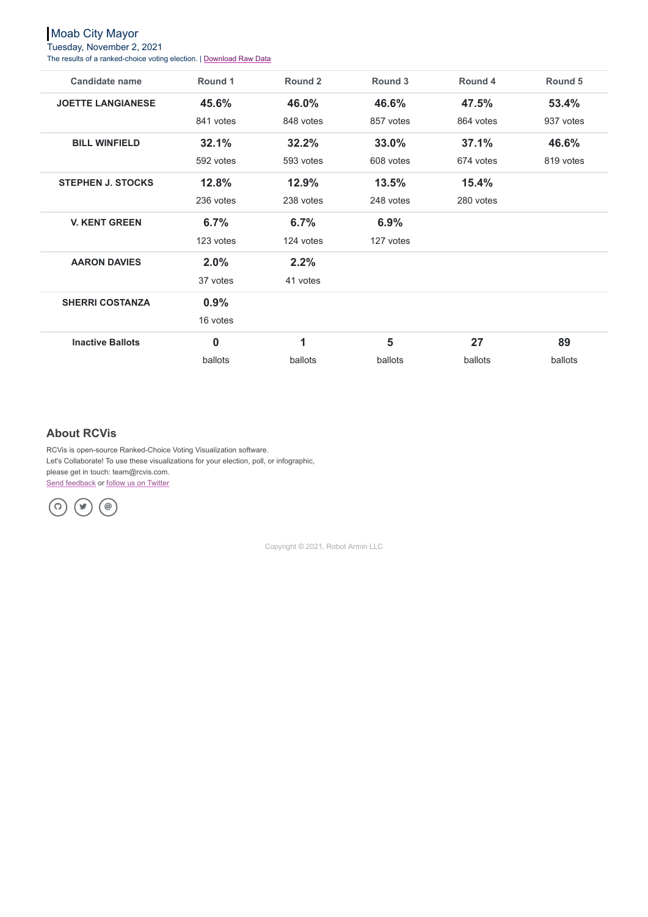# Moab City Mayor

Tuesday, November 2, 2021

The results of a ranked-choice voting election. | Download Raw Data

| Candidate name | Round 1 | Round 2 | Round 3 | Round 4 | Round 5 |
|---|---|---|---|---|---|
| **JOETTE LANGIANESE** | **45.6%** 841 votes | **46.0%** 848 votes | **46.6%** 857 votes | **47.5%** 864 votes | **53.4%** 937 votes |
| **BILL WINFIELD** | **32.1%** 592 votes | **32.2%** 593 votes | **33.0%** 608 votes | **37.1%** 674 votes | **46.6%** 819 votes |
| **STEPHEN J. STOCKS** | **12.8%** 236 votes | **12.9%** 238 votes | **13.5%** 248 votes | **15.4%** 280 votes | |
| **V. KENT GREEN** | **6.7%** 123 votes | **6.7%** 124 votes | **6.9%** 127 votes | | |
| **AARON DAVIES** | **2.0%** 37 votes | **2.2%** 41 votes | | | |
| **SHERRI COSTANZA** | **0.9%** 16 votes | | | | |
| **Inactive Ballots** | **0** ballots | **1** ballots | **5** ballots | **27** ballots | **89** ballots |

## About RCVis

RCVis is open-source Ranked-Choice Voting Visualization software.
Let's Collaborate! To use these visualizations for your election, poll, or infographic, please get in touch: team@rcvis.com.
Send feedback or follow us on Twitter

Copyright © 2021, Robot Armin LLC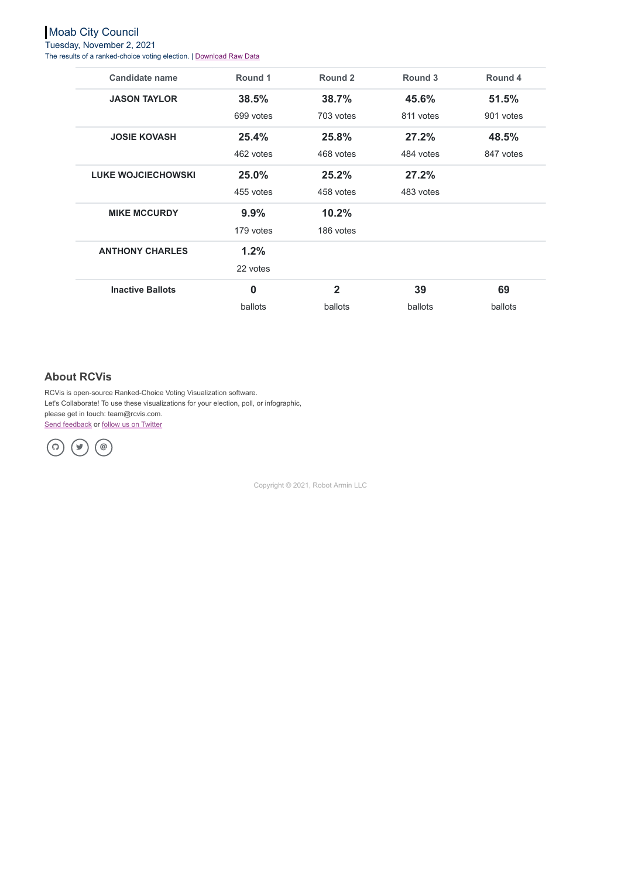# Moab City Council

Tuesday, November 2, 2021

The results of a ranked-choice voting election. | Download Raw Data

| Candidate name | Round 1 | Round 2 | Round 3 | Round 4 |
|---|---|---|---|---|
| **JASON TAYLOR** | **38.5%** 699 votes | **38.7%** 703 votes | **45.6%** 811 votes | **51.5%** 901 votes |
| **JOSIE KOVASH** | **25.4%** 462 votes | **25.8%** 468 votes | **27.2%** 484 votes | **48.5%** 847 votes |
| **LUKE WOJCIECHOWSKI** | **25.0%** 455 votes | **25.2%** 458 votes | **27.2%** 483 votes | |
| **MIKE MCCURDY** | **9.9%** 179 votes | **10.2%** 186 votes | | |
| **ANTHONY CHARLES** | **1.2%** 22 votes | | | |
| **Inactive Ballots** | **0** ballots | **2** ballots | **39** ballots | **69** ballots |

## About RCVis

RCVis is open-source Ranked-Choice Voting Visualization software.
Let's Collaborate! To use these visualizations for your election, poll, or infographic, please get in touch: team@rcvis.com.
Send feedback or follow us on Twitter

Copyright © 2021, Robot Armin LLC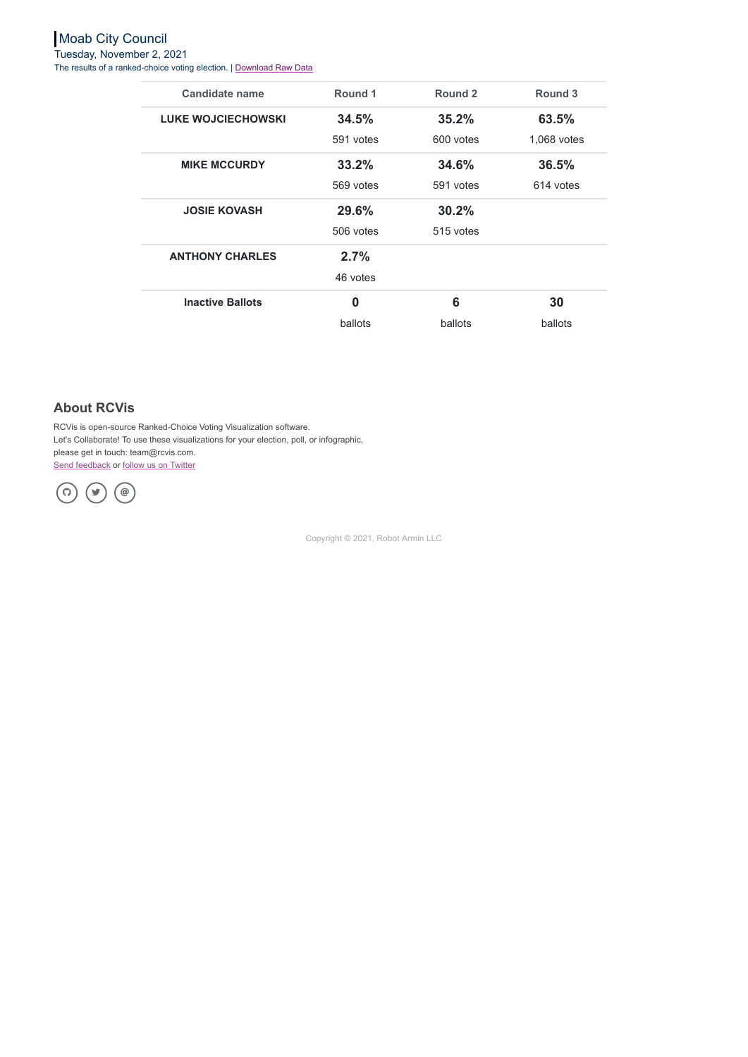# Moab City Council

Tuesday, November 2, 2021

The results of a ranked-choice voting election. | Download Raw Data

| Candidate name | Round 1 | Round 2 | Round 3 |
|---|---|---|---|
| **LUKE WOJCIECHOWSKI** | **34.5%** 591 votes | **35.2%** 600 votes | **63.5%** 1,068 votes |
| **MIKE MCCURDY** | **33.2%** 569 votes | **34.6%** 591 votes | **36.5%** 614 votes |
| **JOSIE KOVASH** | **29.6%** 506 votes | **30.2%** 515 votes | |
| **ANTHONY CHARLES** | **2.7%** 46 votes | | |
| **Inactive Ballots** | **0** ballots | **6** ballots | **30** ballots |

## About RCVis

RCVis is open-source Ranked-Choice Voting Visualization software.
Let's Collaborate! To use these visualizations for your election, poll, or infographic, please get in touch: team@rcvis.com.
Send feedback or follow us on Twitter

Copyright © 2021, Robot Armin LLC